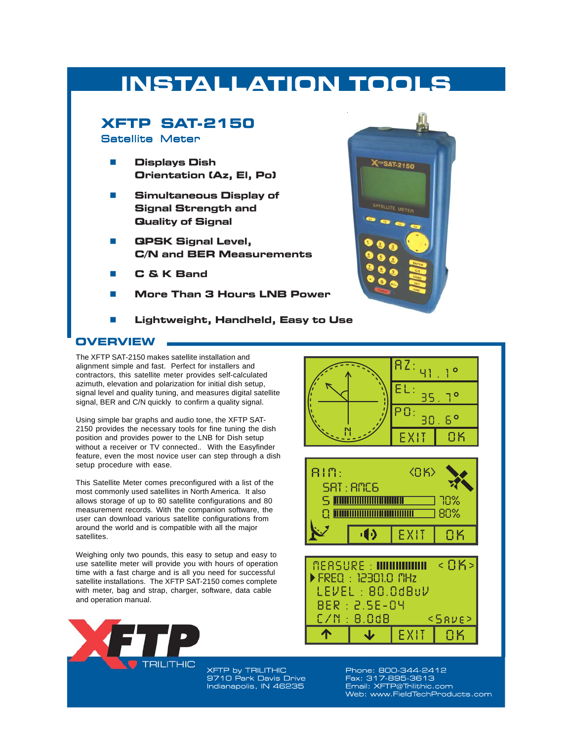# INSTALLATION TOOLS

## XFTP SAT-2150

### Satellite Meter

- **Displays Dish Orientation (Az, El, Po)**
- **Simultaneous Display of Signal Strength and Quality of Signal**
- **QPSK Signal Level, C/N and BER Measurements**
- **C & K Band**
- **More Than 3 Hours LNB Power**
- **Lightweight, Handheld, Easy to Use**

## OVERVIEW

The XFTP SAT-2150 makes satellite installation and alignment simple and fast. Perfect for installers and contractors, this satellite meter provides self-calculated azimuth, elevation and polarization for initial dish setup, signal level and quality tuning, and measures digital satellite signal, BER and C/N quickly to confirm a quality signal.

Using simple bar graphs and audio tone, the XFTP SAT-2150 provides the necessary tools for fine tuning the dish position and provides power to the LNB for Dish setup without a receiver or TV connected.. With the Easyfinder feature, even the most novice user can step through a dish setup procedure with ease.

This Satellite Meter comes preconfigured with a list of the most commonly used satellites in North America. It also allows storage of up to 80 satellite configurations and 80 measurement records. With the companion software, the user can download various satellite configurations from around the world and is compatible with all the major satellites.

Weighing only two pounds, this easy to setup and easy to use satellite meter will provide you with hours of operation time with a fast charge and is all you need for successful satellite installations. The XFTP SAT-2150 comes complete with meter, bag and strap, charger, software, data cable and operation manual.

XFTP by TRILITHIC
9710 Park Davis Drive
Indianapolis, IN 46235

Phone: 800-344-2412
Fax: 317-895-3613
Email: XFTP@Trilithic.com
Web: www.FieldTechProducts.com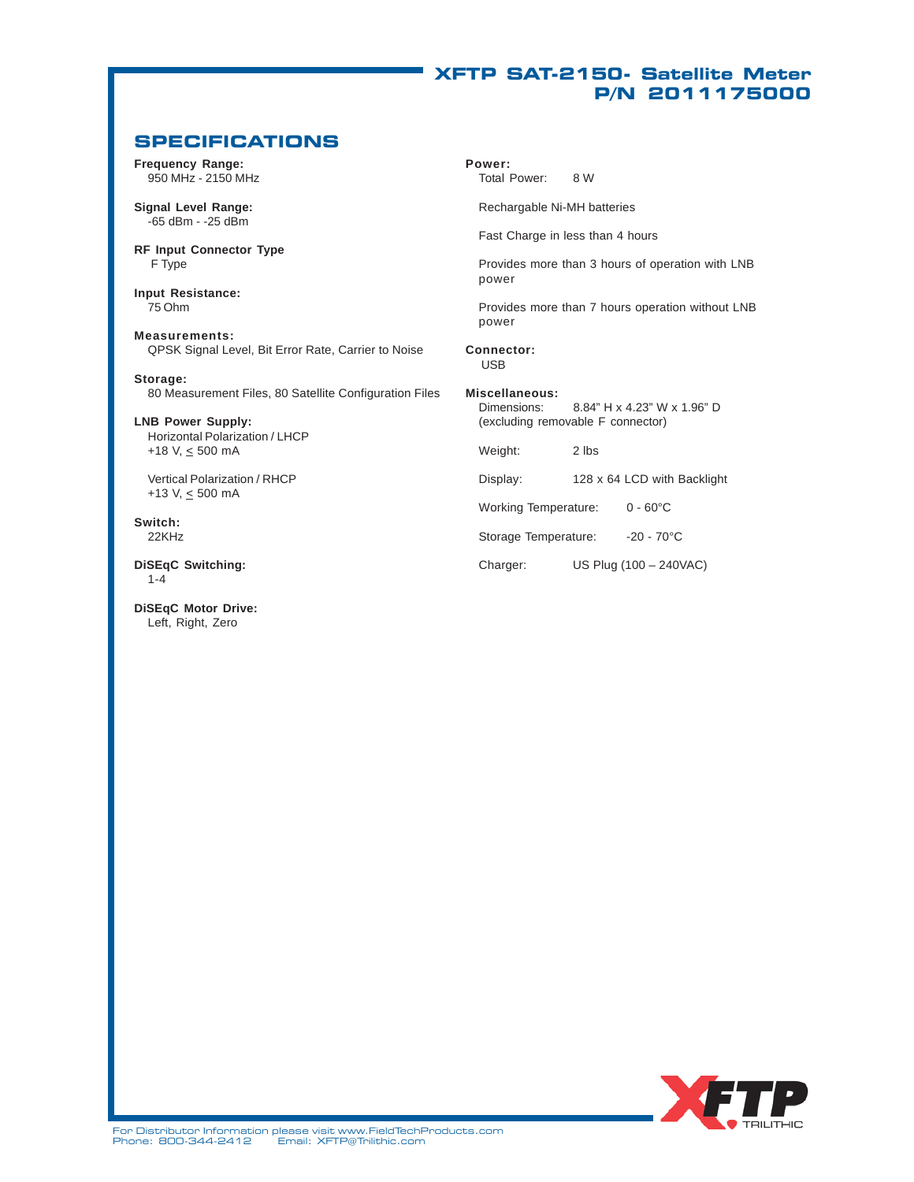# XFTP SAT-2150- Satellite Meter
## P/N 2011175000

## SPECIFICATIONS

**Frequency Range:**
950 MHz - 2150 MHz

**Signal Level Range:**
-65 dBm - -25 dBm

**RF Input Connector Type**
F Type

**Input Resistance:**
75 Ohm

**Measurements:**
QPSK Signal Level, Bit Error Rate, Carrier to Noise

**Storage:**
80 Measurement Files, 80 Satellite Configuration Files

**LNB Power Supply:**
Horizontal Polarization / LHCP
+18 V, ≤ 500 mA

Vertical Polarization / RHCP
+13 V, ≤ 500 mA

**Switch:**
22KHz

**DiSEqC Switching:**
1-4

**DiSEqC Motor Drive:**
Left, Right, Zero

**Power:**
Total Power: 8 W

Rechargable Ni-MH batteries

Fast Charge in less than 4 hours

Provides more than 3 hours of operation with LNB power

Provides more than 7 hours operation without LNB power

**Connector:**
USB

**Miscellaneous:**
Dimensions: 8.84" H x 4.23" W x 1.96" D (excluding removable F connector)

Weight: 2 lbs

Display: 128 x 64 LCD with Backlight

Working Temperature: 0 - 60°C

Storage Temperature: -20 - 70°C

Charger: US Plug (100 – 240VAC)

For Distributor Information please visit www.FieldTechProducts.com
Phone: 800-344-2412 Email: XFTP@Trilithic.com